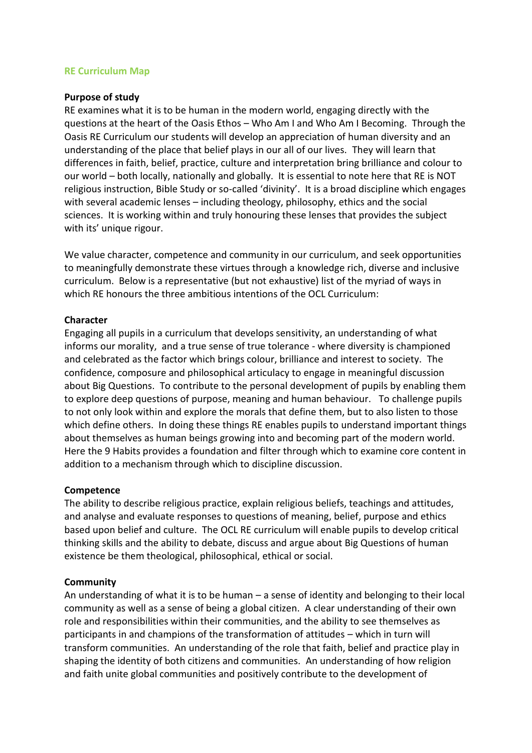## RE Curriculum Map

### Purpose of study

RE examines what it is to be human in the modern world, engaging directly with the questions at the heart of the Oasis Ethos – Who Am I and Who Am I Becoming. Through the Oasis RE Curriculum our students will develop an appreciation of human diversity and an understanding of the place that belief plays in our all of our lives. They will learn that differences in faith, belief, practice, culture and interpretation bring brilliance and colour to our world – both locally, nationally and globally. It is essential to note here that RE is NOT religious instruction, Bible Study or so-called 'divinity'. It is a broad discipline which engages with several academic lenses – including theology, philosophy, ethics and the social sciences. It is working within and truly honouring these lenses that provides the subject with its' unique rigour.

We value character, competence and community in our curriculum, and seek opportunities to meaningfully demonstrate these virtues through a knowledge rich, diverse and inclusive curriculum. Below is a representative (but not exhaustive) list of the myriad of ways in which RE honours the three ambitious intentions of the OCL Curriculum:

### Character

Engaging all pupils in a curriculum that develops sensitivity, an understanding of what informs our morality, and a true sense of true tolerance - where diversity is championed and celebrated as the factor which brings colour, brilliance and interest to society. The confidence, composure and philosophical articulacy to engage in meaningful discussion about Big Questions. To contribute to the personal development of pupils by enabling them to explore deep questions of purpose, meaning and human behaviour. To challenge pupils to not only look within and explore the morals that define them, but to also listen to those which define others. In doing these things RE enables pupils to understand important things about themselves as human beings growing into and becoming part of the modern world. Here the 9 Habits provides a foundation and filter through which to examine core content in addition to a mechanism through which to discipline discussion.

### Competence

The ability to describe religious practice, explain religious beliefs, teachings and attitudes, and analyse and evaluate responses to questions of meaning, belief, purpose and ethics based upon belief and culture. The OCL RE curriculum will enable pupils to develop critical thinking skills and the ability to debate, discuss and argue about Big Questions of human existence be them theological, philosophical, ethical or social.

### Community

An understanding of what it is to be human – a sense of identity and belonging to their local community as well as a sense of being a global citizen. A clear understanding of their own role and responsibilities within their communities, and the ability to see themselves as participants in and champions of the transformation of attitudes – which in turn will transform communities. An understanding of the role that faith, belief and practice play in shaping the identity of both citizens and communities. An understanding of how religion and faith unite global communities and positively contribute to the development of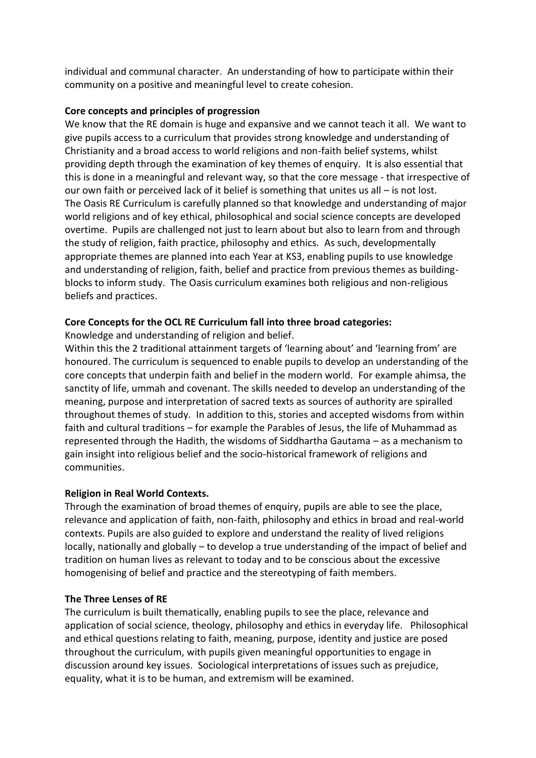individual and communal character. An understanding of how to participate within their community on a positive and meaningful level to create cohesion.

**Core concepts and principles of progression**

We know that the RE domain is huge and expansive and we cannot teach it all. We want to give pupils access to a curriculum that provides strong knowledge and understanding of Christianity and a broad access to world religions and non-faith belief systems, whilst providing depth through the examination of key themes of enquiry. It is also essential that this is done in a meaningful and relevant way, so that the core message - that irrespective of our own faith or perceived lack of it belief is something that unites us all – is not lost. The Oasis RE Curriculum is carefully planned so that knowledge and understanding of major world religions and of key ethical, philosophical and social science concepts are developed overtime. Pupils are challenged not just to learn about but also to learn from and through the study of religion, faith practice, philosophy and ethics. As such, developmentally appropriate themes are planned into each Year at KS3, enabling pupils to use knowledge and understanding of religion, faith, belief and practice from previous themes as building-blocks to inform study. The Oasis curriculum examines both religious and non-religious beliefs and practices.

**Core Concepts for the OCL RE Curriculum fall into three broad categories:**

Knowledge and understanding of religion and belief.

Within this the 2 traditional attainment targets of 'learning about' and 'learning from' are honoured. The curriculum is sequenced to enable pupils to develop an understanding of the core concepts that underpin faith and belief in the modern world. For example ahimsa, the sanctity of life, ummah and covenant. The skills needed to develop an understanding of the meaning, purpose and interpretation of sacred texts as sources of authority are spiralled throughout themes of study. In addition to this, stories and accepted wisdoms from within faith and cultural traditions – for example the Parables of Jesus, the life of Muhammad as represented through the Hadith, the wisdoms of Siddhartha Gautama – as a mechanism to gain insight into religious belief and the socio-historical framework of religions and communities.

**Religion in Real World Contexts.**

Through the examination of broad themes of enquiry, pupils are able to see the place, relevance and application of faith, non-faith, philosophy and ethics in broad and real-world contexts. Pupils are also guided to explore and understand the reality of lived religions locally, nationally and globally – to develop a true understanding of the impact of belief and tradition on human lives as relevant to today and to be conscious about the excessive homogenising of belief and practice and the stereotyping of faith members.

**The Three Lenses of RE**

The curriculum is built thematically, enabling pupils to see the place, relevance and application of social science, theology, philosophy and ethics in everyday life. Philosophical and ethical questions relating to faith, meaning, purpose, identity and justice are posed throughout the curriculum, with pupils given meaningful opportunities to engage in discussion around key issues. Sociological interpretations of issues such as prejudice, equality, what it is to be human, and extremism will be examined.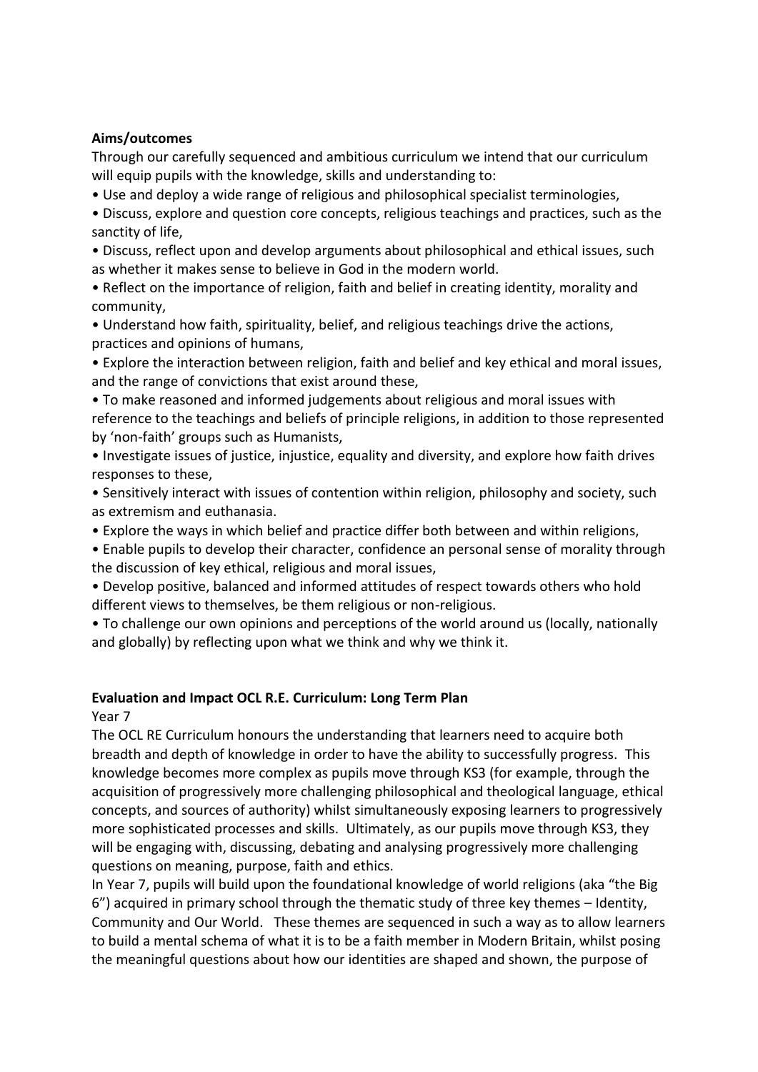**Aims/outcomes**

Through our carefully sequenced and ambitious curriculum we intend that our curriculum will equip pupils with the knowledge, skills and understanding to:

- Use and deploy a wide range of religious and philosophical specialist terminologies,
- Discuss, explore and question core concepts, religious teachings and practices, such as the sanctity of life,
- Discuss, reflect upon and develop arguments about philosophical and ethical issues, such as whether it makes sense to believe in God in the modern world.
- Reflect on the importance of religion, faith and belief in creating identity, morality and community,
- Understand how faith, spirituality, belief, and religious teachings drive the actions, practices and opinions of humans,
- Explore the interaction between religion, faith and belief and key ethical and moral issues, and the range of convictions that exist around these,
- To make reasoned and informed judgements about religious and moral issues with reference to the teachings and beliefs of principle religions, in addition to those represented by 'non-faith' groups such as Humanists,
- Investigate issues of justice, injustice, equality and diversity, and explore how faith drives responses to these,
- Sensitively interact with issues of contention within religion, philosophy and society, such as extremism and euthanasia.
- Explore the ways in which belief and practice differ both between and within religions,
- Enable pupils to develop their character, confidence an personal sense of morality through the discussion of key ethical, religious and moral issues,
- Develop positive, balanced and informed attitudes of respect towards others who hold different views to themselves, be them religious or non-religious.
- To challenge our own opinions and perceptions of the world around us (locally, nationally and globally) by reflecting upon what we think and why we think it.

**Evaluation and Impact OCL R.E. Curriculum: Long Term Plan**

Year 7

The OCL RE Curriculum honours the understanding that learners need to acquire both breadth and depth of knowledge in order to have the ability to successfully progress. This knowledge becomes more complex as pupils move through KS3 (for example, through the acquisition of progressively more challenging philosophical and theological language, ethical concepts, and sources of authority) whilst simultaneously exposing learners to progressively more sophisticated processes and skills. Ultimately, as our pupils move through KS3, they will be engaging with, discussing, debating and analysing progressively more challenging questions on meaning, purpose, faith and ethics.

In Year 7, pupils will build upon the foundational knowledge of world religions (aka "the Big 6") acquired in primary school through the thematic study of three key themes – Identity, Community and Our World. These themes are sequenced in such a way as to allow learners to build a mental schema of what it is to be a faith member in Modern Britain, whilst posing the meaningful questions about how our identities are shaped and shown, the purpose of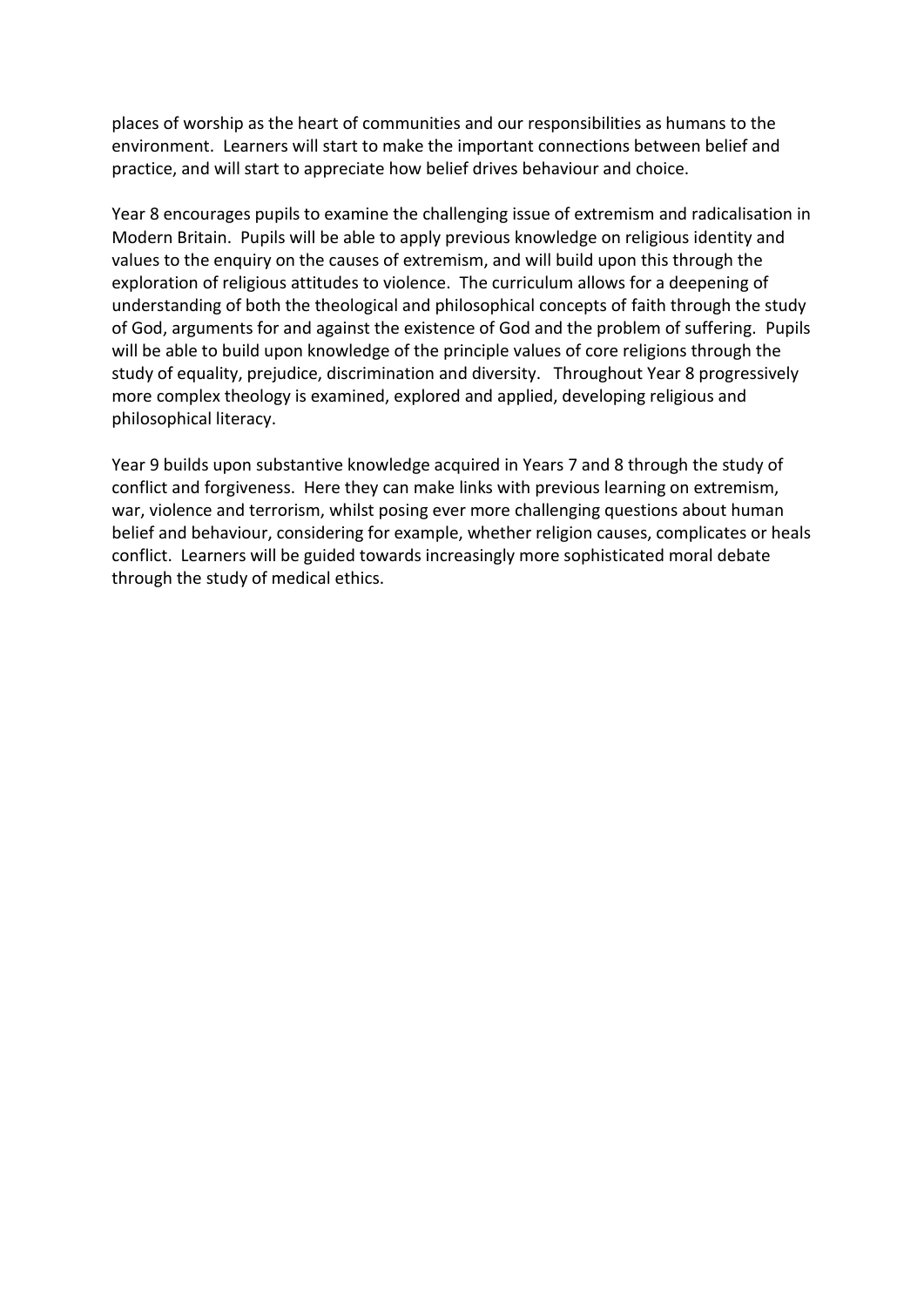places of worship as the heart of communities and our responsibilities as humans to the environment. Learners will start to make the important connections between belief and practice, and will start to appreciate how belief drives behaviour and choice.

Year 8 encourages pupils to examine the challenging issue of extremism and radicalisation in Modern Britain. Pupils will be able to apply previous knowledge on religious identity and values to the enquiry on the causes of extremism, and will build upon this through the exploration of religious attitudes to violence. The curriculum allows for a deepening of understanding of both the theological and philosophical concepts of faith through the study of God, arguments for and against the existence of God and the problem of suffering. Pupils will be able to build upon knowledge of the principle values of core religions through the study of equality, prejudice, discrimination and diversity. Throughout Year 8 progressively more complex theology is examined, explored and applied, developing religious and philosophical literacy.

Year 9 builds upon substantive knowledge acquired in Years 7 and 8 through the study of conflict and forgiveness. Here they can make links with previous learning on extremism, war, violence and terrorism, whilst posing ever more challenging questions about human belief and behaviour, considering for example, whether religion causes, complicates or heals conflict. Learners will be guided towards increasingly more sophisticated moral debate through the study of medical ethics.